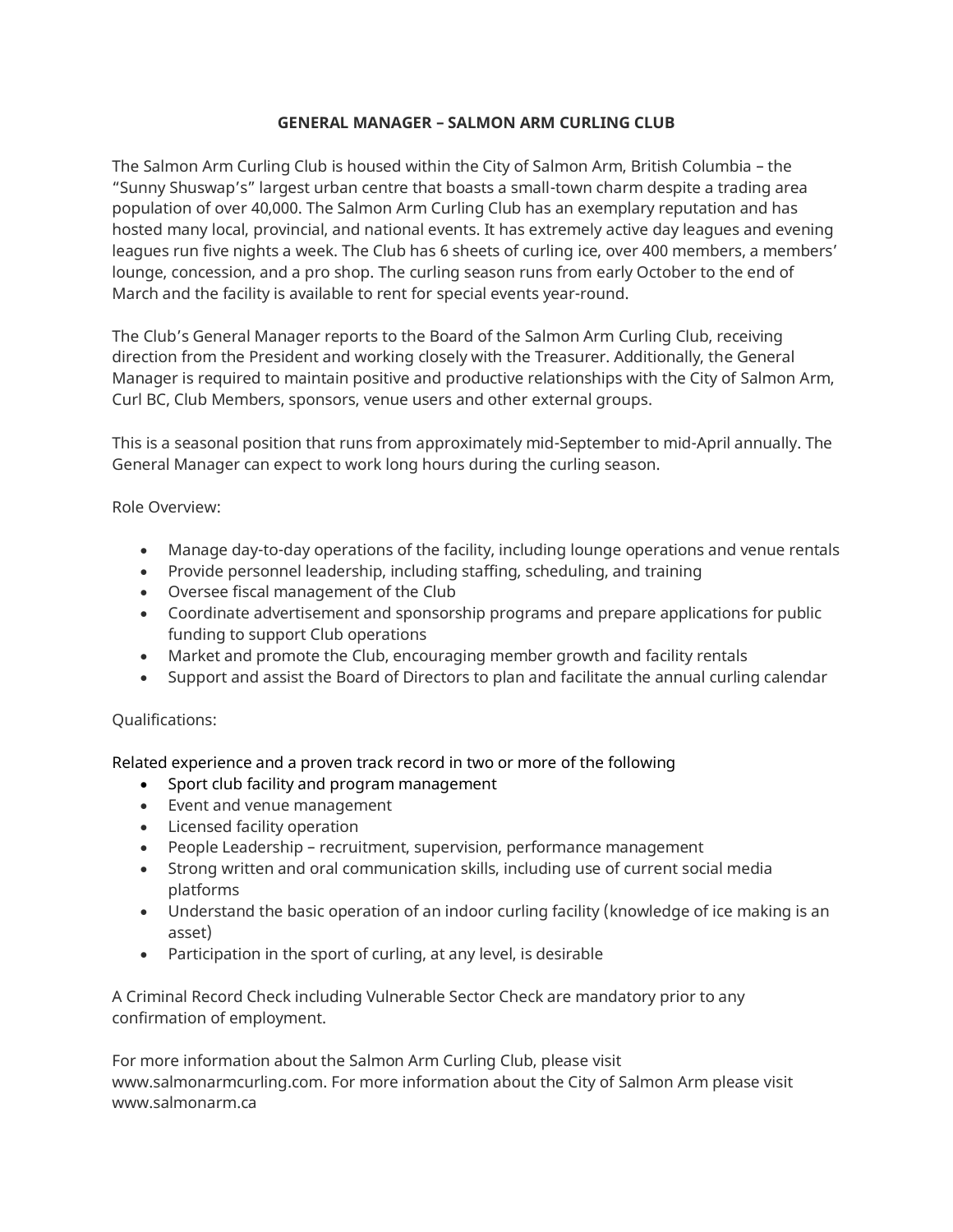# GENERAL MANAGER – SALMON ARM CURLING CLUB

The Salmon Arm Curling Club is housed within the City of Salmon Arm, British Columbia – the "Sunny Shuswap's" largest urban centre that boasts a small-town charm despite a trading area population of over 40,000. The Salmon Arm Curling Club has an exemplary reputation and has hosted many local, provincial, and national events. It has extremely active day leagues and evening leagues run five nights a week. The Club has 6 sheets of curling ice, over 400 members, a members' lounge, concession, and a pro shop. The curling season runs from early October to the end of March and the facility is available to rent for special events year-round.

The Club's General Manager reports to the Board of the Salmon Arm Curling Club, receiving direction from the President and working closely with the Treasurer. Additionally, the General Manager is required to maintain positive and productive relationships with the City of Salmon Arm, Curl BC, Club Members, sponsors, venue users and other external groups.

This is a seasonal position that runs from approximately mid-September to mid-April annually. The General Manager can expect to work long hours during the curling season.

Role Overview:

- Manage day-to-day operations of the facility, including lounge operations and venue rentals
- Provide personnel leadership, including staffing, scheduling, and training
- Oversee fiscal management of the Club
- Coordinate advertisement and sponsorship programs and prepare applications for public funding to support Club operations
- Market and promote the Club, encouraging member growth and facility rentals
- Support and assist the Board of Directors to plan and facilitate the annual curling calendar

Qualifications:

Related experience and a proven track record in two or more of the following

- Sport club facility and program management
- Event and venue management
- Licensed facility operation
- People Leadership – recruitment, supervision, performance management
- Strong written and oral communication skills, including use of current social media platforms
- Understand the basic operation of an indoor curling facility (knowledge of ice making is an asset)
- Participation in the sport of curling, at any level, is desirable

A Criminal Record Check including Vulnerable Sector Check are mandatory prior to any confirmation of employment.

For more information about the Salmon Arm Curling Club, please visit www.salmonarmcurling.com. For more information about the City of Salmon Arm please visit www.salmonarm.ca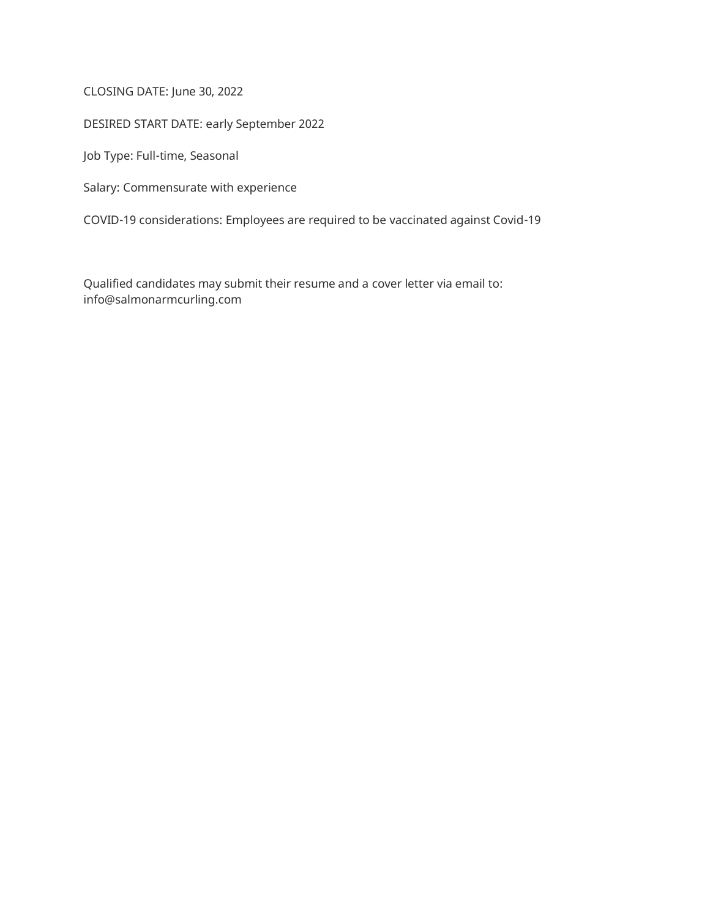CLOSING DATE: June 30, 2022

DESIRED START DATE: early September 2022

Job Type: Full-time, Seasonal

Salary: Commensurate with experience

COVID-19 considerations: Employees are required to be vaccinated against Covid-19

Qualified candidates may submit their resume and a cover letter via email to: info@salmonarmcurling.com